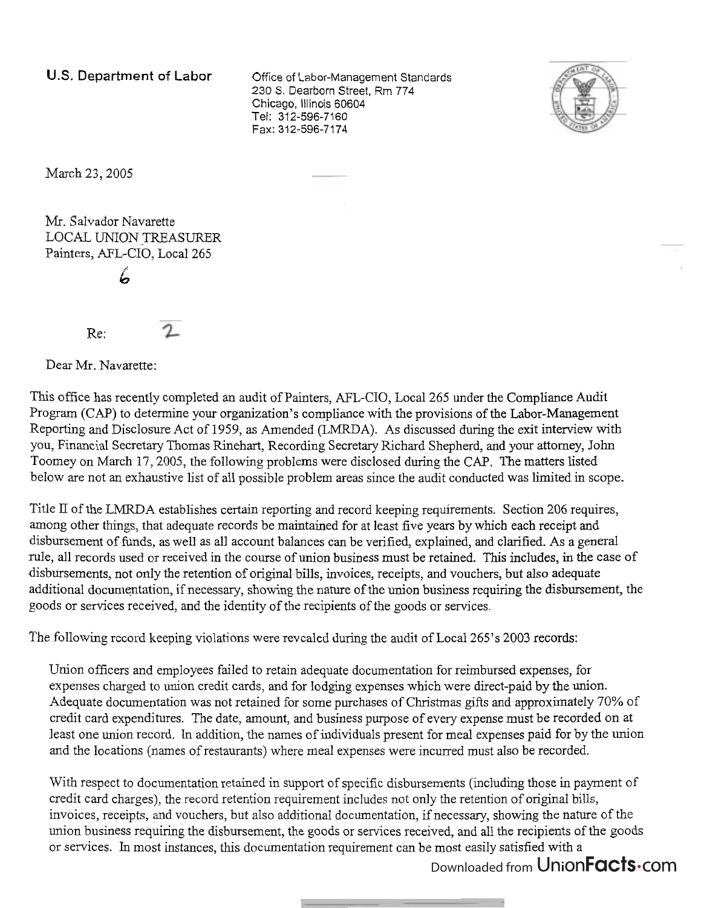**U.S. Department of Labor**

Office of Labor-Management Standards
230 S. Dearborn Street, Rm 774
Chicago, Illinois 60604
Tel: 312-596-7160
Fax: 312-596-7174

March 23, 2005

Mr. Salvador Navarette
LOCAL UNION TREASURER
Painters, AFL-CIO, Local 265

6

Re: 2

Dear Mr. Navarette:

This office has recently completed an audit of Painters, AFL-CIO, Local 265 under the Compliance Audit Program (CAP) to determine your organization's compliance with the provisions of the Labor-Management Reporting and Disclosure Act of 1959, as Amended (LMRDA). As discussed during the exit interview with you, Financial Secretary Thomas Rinehart, Recording Secretary Richard Shepherd, and your attorney, John Toomey on March 17, 2005, the following problems were disclosed during the CAP. The matters listed below are not an exhaustive list of all possible problem areas since the audit conducted was limited in scope.

Title II of the LMRDA establishes certain reporting and record keeping requirements. Section 206 requires, among other things, that adequate records be maintained for at least five years by which each receipt and disbursement of funds, as well as all account balances can be verified, explained, and clarified. As a general rule, all records used or received in the course of union business must be retained. This includes, in the case of disbursements, not only the retention of original bills, invoices, receipts, and vouchers, but also adequate additional documentation, if necessary, showing the nature of the union business requiring the disbursement, the goods or services received, and the identity of the recipients of the goods or services.

The following record keeping violations were revealed during the audit of Local 265's 2003 records:

Union officers and employees failed to retain adequate documentation for reimbursed expenses, for expenses charged to union credit cards, and for lodging expenses which were direct-paid by the union. Adequate documentation was not retained for some purchases of Christmas gifts and approximately 70% of credit card expenditures. The date, amount, and business purpose of every expense must be recorded on at least one union record. In addition, the names of individuals present for meal expenses paid for by the union and the locations (names of restaurants) where meal expenses were incurred must also be recorded.

With respect to documentation retained in support of specific disbursements (including those in payment of credit card charges), the record retention requirement includes not only the retention of original bills, invoices, receipts, and vouchers, but also additional documentation, if necessary, showing the nature of the union business requiring the disbursement, the goods or services received, and all the recipients of the goods or services. In most instances, this documentation requirement can be most easily satisfied with a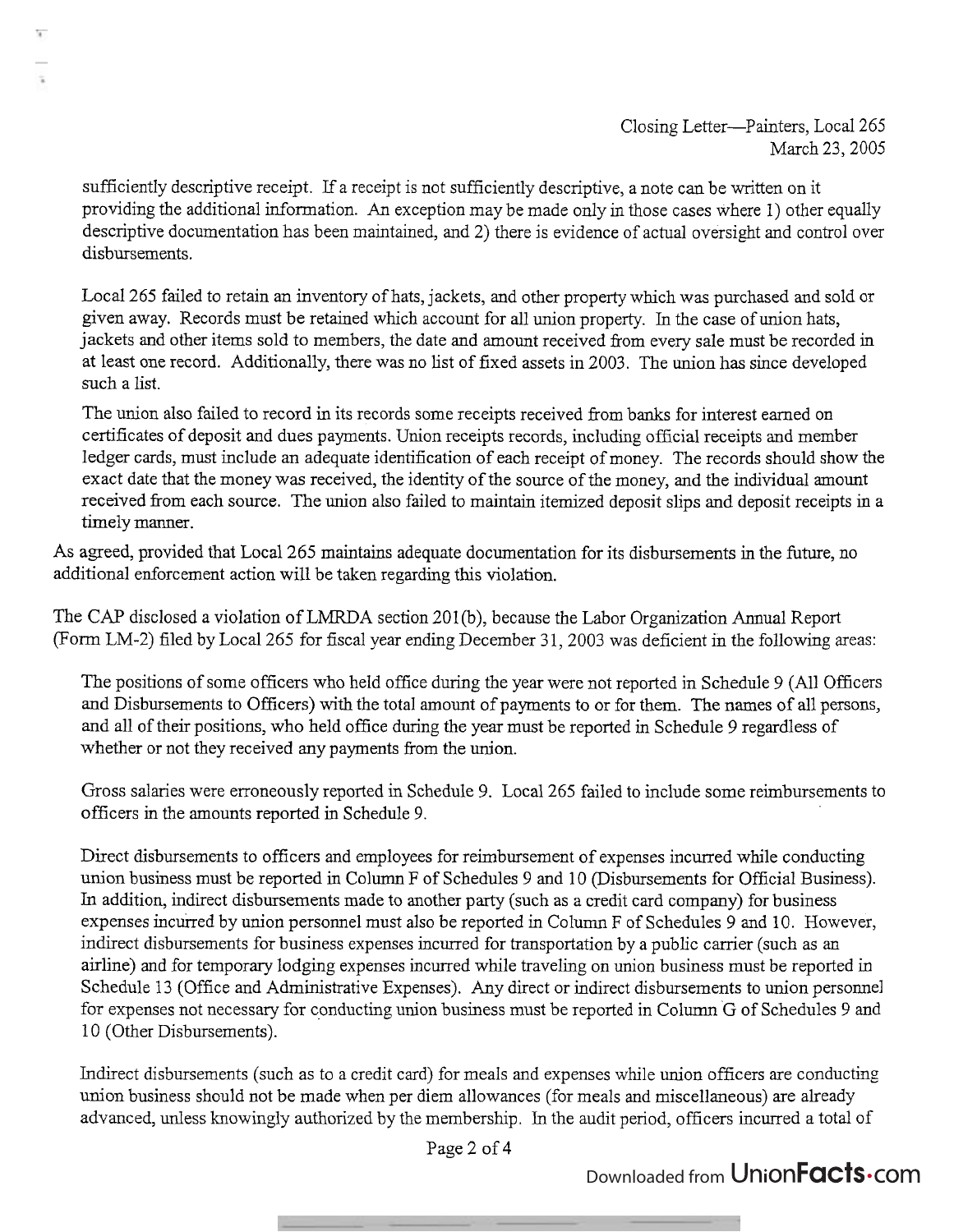sufficiently descriptive receipt. If a receipt is not sufficiently descriptive, a note can be written on it providing the additional information. An exception may be made only in those cases where 1) other equally descriptive documentation has been maintained, and 2) there is evidence of actual oversight and control over disbursements.

Local 265 failed to retain an inventory of hats, jackets, and other property which was purchased and sold or given away. Records must be retained which account for all union property. In the case of union hats, jackets and other items sold to members, the date and amount received from every sale must be recorded in at least one record. Additionally, there was no list of fixed assets in 2003. The union has since developed such a list.

The union also failed to record in its records some receipts received from banks for interest earned on certificates of deposit and dues payments. Union receipts records, including official receipts and member ledger cards, must include an adequate identification of each receipt of money. The records should show the exact date that the money was received, the identity of the source of the money, and the individual amount received from each source. The union also failed to maintain itemized deposit slips and deposit receipts in a timely manner.

As agreed, provided that Local 265 maintains adequate documentation for its disbursements in the future, no additional enforcement action will be taken regarding this violation.

The CAP disclosed a violation of LMRDA section 201(b), because the Labor Organization Annual Report (Form LM-2) filed by Local 265 for fiscal year ending December 31, 2003 was deficient in the following areas:

The positions of some officers who held office during the year were not reported in Schedule 9 (All Officers and Disbursements to Officers) with the total amount of payments to or for them. The names of all persons, and all of their positions, who held office during the year must be reported in Schedule 9 regardless of whether or not they received any payments from the union.

Gross salaries were erroneously reported in Schedule 9. Local 265 failed to include some reimbursements to officers in the amounts reported in Schedule 9.

Direct disbursements to officers and employees for reimbursement of expenses incurred while conducting union business must be reported in Column F of Schedules 9 and 10 (Disbursements for Official Business). In addition, indirect disbursements made to another party (such as a credit card company) for business expenses incurred by union personnel must also be reported in Column F of Schedules 9 and 10. However, indirect disbursements for business expenses incurred for transportation by a public carrier (such as an airline) and for temporary lodging expenses incurred while traveling on union business must be reported in Schedule 13 (Office and Administrative Expenses). Any direct or indirect disbursements to union personnel for expenses not necessary for conducting union business must be reported in Column G of Schedules 9 and 10 (Other Disbursements).

Indirect disbursements (such as to a credit card) for meals and expenses while union officers are conducting union business should not be made when per diem allowances (for meals and miscellaneous) are already advanced, unless knowingly authorized by the membership. In the audit period, officers incurred a total of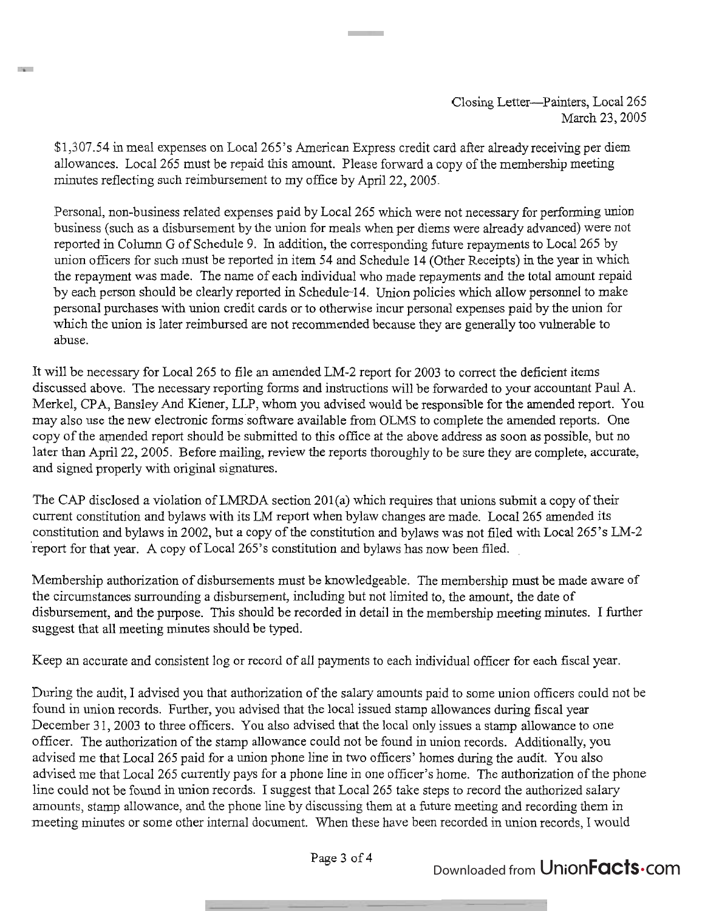$1,307.54 in meal expenses on Local 265's American Express credit card after already receiving per diem allowances. Local 265 must be repaid this amount. Please forward a copy of the membership meeting minutes reflecting such reimbursement to my office by April 22, 2005.

Personal, non-business related expenses paid by Local 265 which were not necessary for performing union business (such as a disbursement by the union for meals when per diems were already advanced) were not reported in Column G of Schedule 9. In addition, the corresponding future repayments to Local 265 by union officers for such must be reported in item 54 and Schedule 14 (Other Receipts) in the year in which the repayment was made. The name of each individual who made repayments and the total amount repaid by each person should be clearly reported in Schedule 14. Union policies which allow personnel to make personal purchases with union credit cards or to otherwise incur personal expenses paid by the union for which the union is later reimbursed are not recommended because they are generally too vulnerable to abuse.

It will be necessary for Local 265 to file an amended LM-2 report for 2003 to correct the deficient items discussed above. The necessary reporting forms and instructions will be forwarded to your accountant Paul A. Merkel, CPA, Bansley And Kiener, LLP, whom you advised would be responsible for the amended report. You may also use the new electronic forms software available from OLMS to complete the amended reports. One copy of the amended report should be submitted to this office at the above address as soon as possible, but no later than April 22, 2005. Before mailing, review the reports thoroughly to be sure they are complete, accurate, and signed properly with original signatures.

The CAP disclosed a violation of LMRDA section 201(a) which requires that unions submit a copy of their current constitution and bylaws with its LM report when bylaw changes are made. Local 265 amended its constitution and bylaws in 2002, but a copy of the constitution and bylaws was not filed with Local 265's LM-2 report for that year. A copy of Local 265's constitution and bylaws has now been filed.

Membership authorization of disbursements must be knowledgeable. The membership must be made aware of the circumstances surrounding a disbursement, including but not limited to, the amount, the date of disbursement, and the purpose. This should be recorded in detail in the membership meeting minutes. I further suggest that all meeting minutes should be typed.

Keep an accurate and consistent log or record of all payments to each individual officer for each fiscal year.

During the audit, I advised you that authorization of the salary amounts paid to some union officers could not be found in union records. Further, you advised that the local issued stamp allowances during fiscal year December 31, 2003 to three officers. You also advised that the local only issues a stamp allowance to one officer. The authorization of the stamp allowance could not be found in union records. Additionally, you advised me that Local 265 paid for a union phone line in two officers' homes during the audit. You also advised me that Local 265 currently pays for a phone line in one officer's home. The authorization of the phone line could not be found in union records. I suggest that Local 265 take steps to record the authorized salary amounts, stamp allowance, and the phone line by discussing them at a future meeting and recording them in meeting minutes or some other internal document. When these have been recorded in union records, I would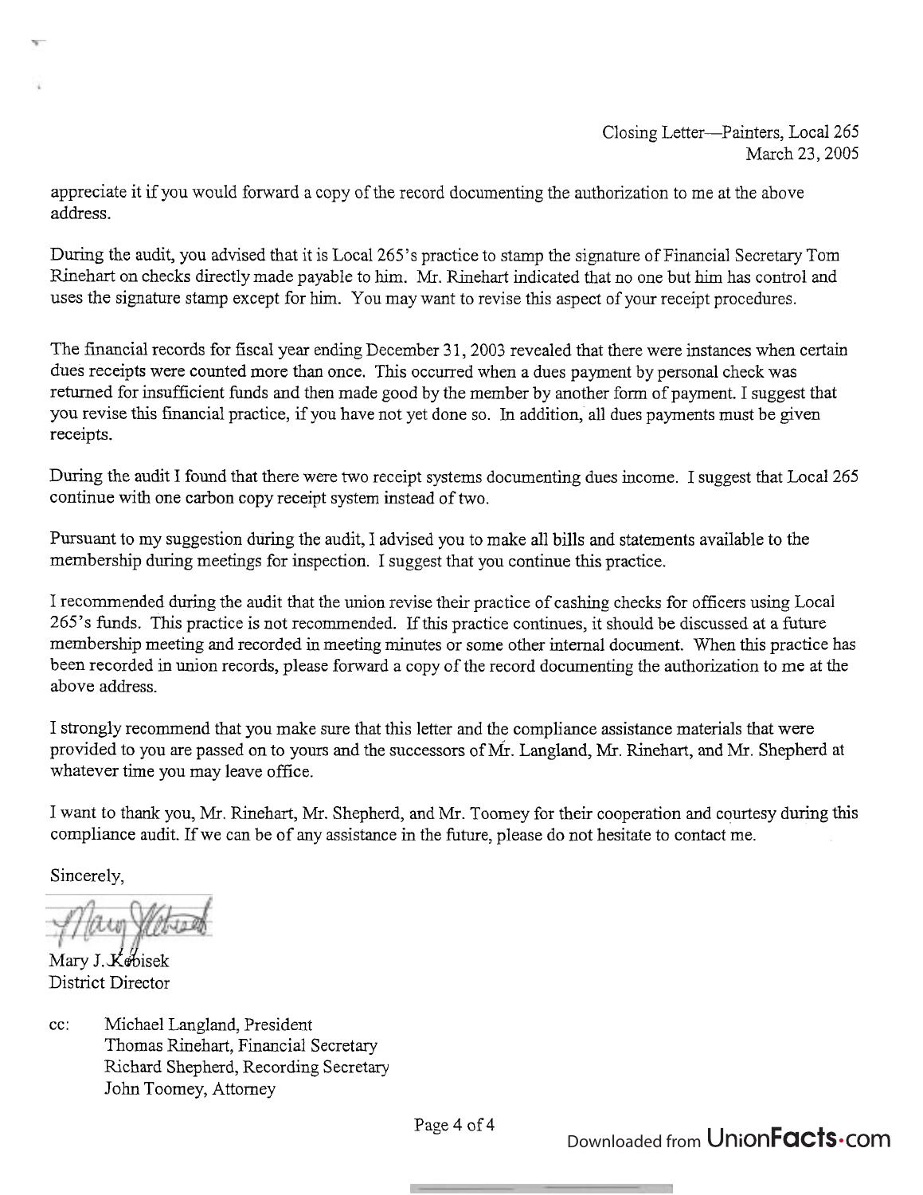appreciate it if you would forward a copy of the record documenting the authorization to me at the above address.

During the audit, you advised that it is Local 265's practice to stamp the signature of Financial Secretary Tom Rinehart on checks directly made payable to him. Mr. Rinehart indicated that no one but him has control and uses the signature stamp except for him. You may want to revise this aspect of your receipt procedures.

The financial records for fiscal year ending December 31, 2003 revealed that there were instances when certain dues receipts were counted more than once. This occurred when a dues payment by personal check was returned for insufficient funds and then made good by the member by another form of payment. I suggest that you revise this financial practice, if you have not yet done so. In addition, all dues payments must be given receipts.

During the audit I found that there were two receipt systems documenting dues income. I suggest that Local 265 continue with one carbon copy receipt system instead of two.

Pursuant to my suggestion during the audit, I advised you to make all bills and statements available to the membership during meetings for inspection. I suggest that you continue this practice.

I recommended during the audit that the union revise their practice of cashing checks for officers using Local 265's funds. This practice is not recommended. If this practice continues, it should be discussed at a future membership meeting and recorded in meeting minutes or some other internal document. When this practice has been recorded in union records, please forward a copy of the record documenting the authorization to me at the above address.

I strongly recommend that you make sure that this letter and the compliance assistance materials that were provided to you are passed on to yours and the successors of Mr. Langland, Mr. Rinehart, and Mr. Shepherd at whatever time you may leave office.

I want to thank you, Mr. Rinehart, Mr. Shepherd, and Mr. Toomey for their cooperation and courtesy during this compliance audit. If we can be of any assistance in the future, please do not hesitate to contact me.

Sincerely,

Mary J. Kobisek
District Director

cc: Michael Langland, President
Thomas Rinehart, Financial Secretary
Richard Shepherd, Recording Secretary
John Toomey, Attorney